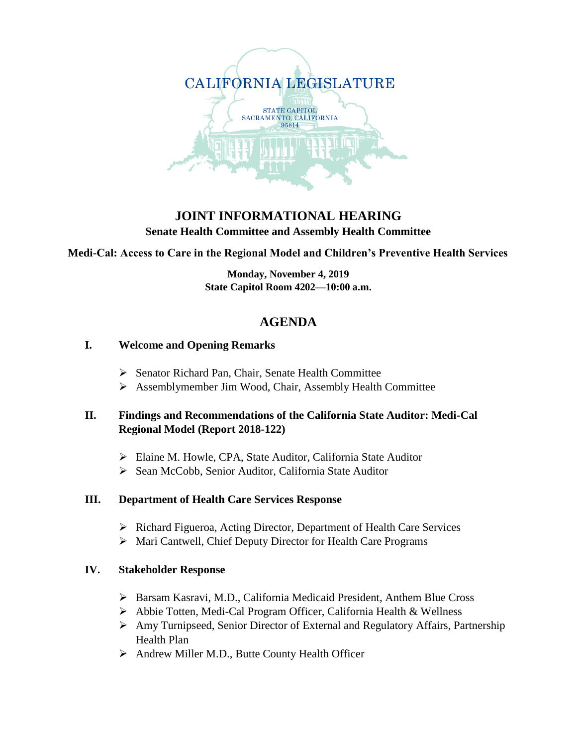CALIFORNIA LEGISLATURE

STATE CAPITOL
SACRAMENTO, CALIFORNIA
95814

# JOINT INFORMATIONAL HEARING

**Senate Health Committee and Assembly Health Committee**

**Medi-Cal: Access to Care in the Regional Model and Children's Preventive Health Services**

**Monday, November 4, 2019**
**State Capitol Room 4202—10:00 a.m.**

## AGENDA

### I. Welcome and Opening Remarks

- Senator Richard Pan, Chair, Senate Health Committee
- Assemblymember Jim Wood, Chair, Assembly Health Committee

### II. Findings and Recommendations of the California State Auditor: Medi-Cal Regional Model (Report 2018-122)

- Elaine M. Howle, CPA, State Auditor, California State Auditor
- Sean McCobb, Senior Auditor, California State Auditor

### III. Department of Health Care Services Response

- Richard Figueroa, Acting Director, Department of Health Care Services
- Mari Cantwell, Chief Deputy Director for Health Care Programs

### IV. Stakeholder Response

- Barsam Kasravi, M.D., California Medicaid President, Anthem Blue Cross
- Abbie Totten, Medi-Cal Program Officer, California Health & Wellness
- Amy Turnipseed, Senior Director of External and Regulatory Affairs, Partnership Health Plan
- Andrew Miller M.D., Butte County Health Officer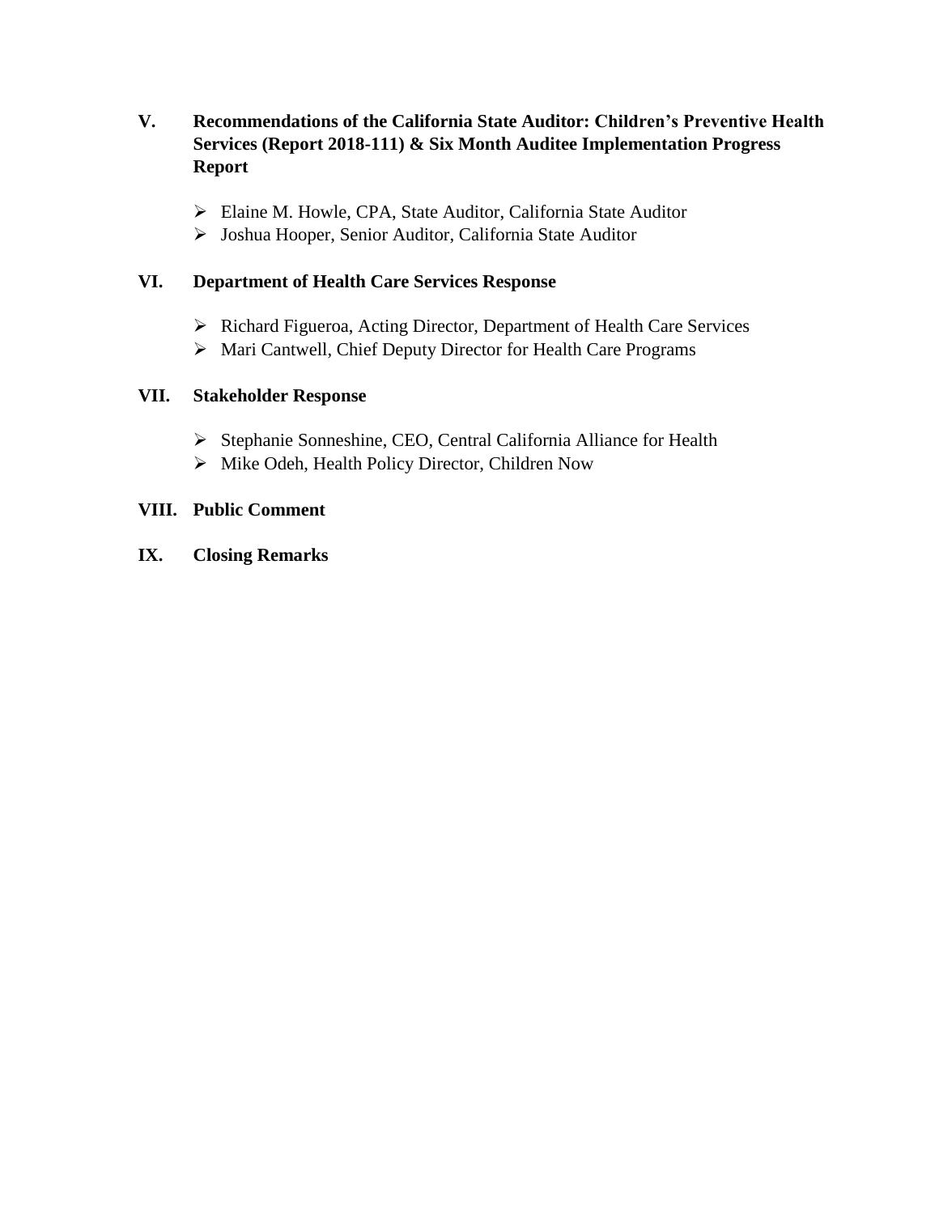**V. Recommendations of the California State Auditor: Children's Preventive Health Services (Report 2018-111) & Six Month Auditee Implementation Progress Report**

- Elaine M. Howle, CPA, State Auditor, California State Auditor
- Joshua Hooper, Senior Auditor, California State Auditor

**VI. Department of Health Care Services Response**

- Richard Figueroa, Acting Director, Department of Health Care Services
- Mari Cantwell, Chief Deputy Director for Health Care Programs

**VII. Stakeholder Response**

- Stephanie Sonneshine, CEO, Central California Alliance for Health
- Mike Odeh, Health Policy Director, Children Now

**VIII. Public Comment**

**IX. Closing Remarks**